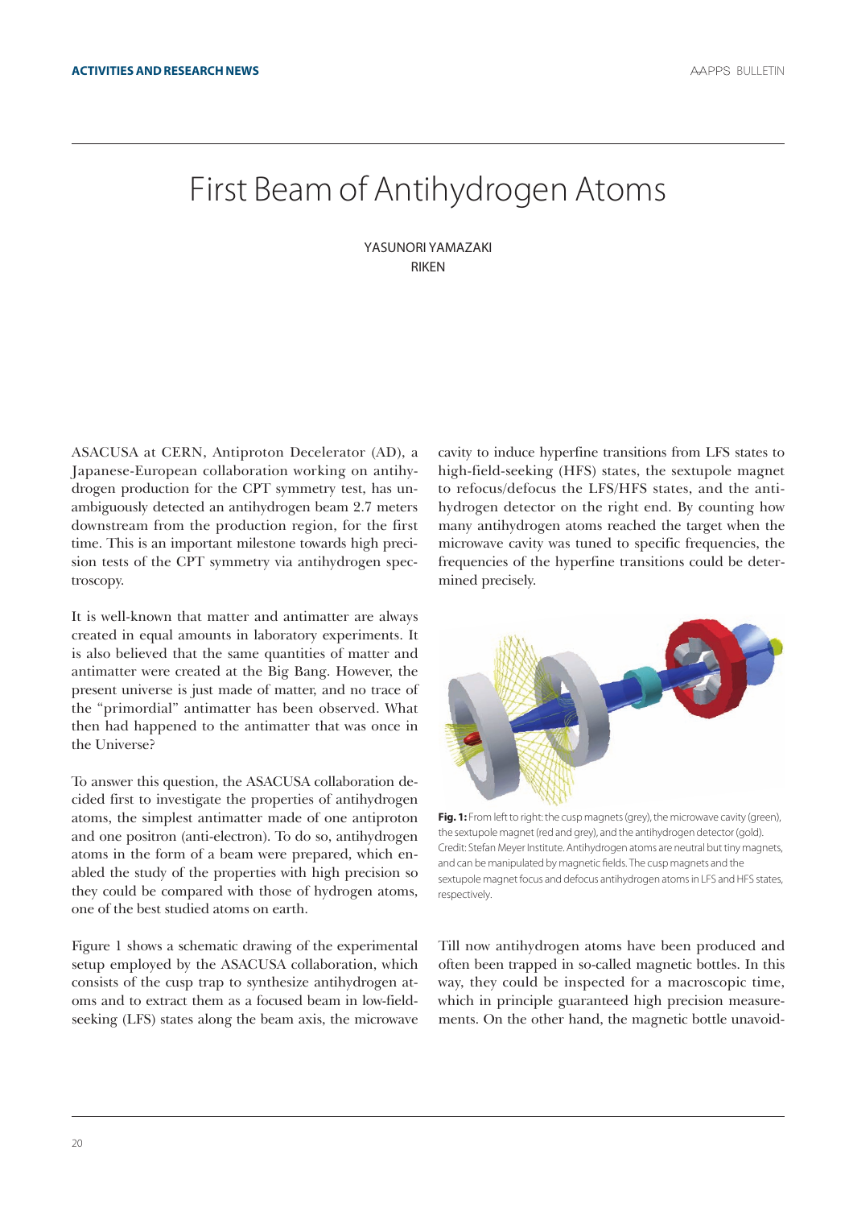# First Beam of Antihydrogen Atoms

YASUNORI YAMAZAKI
RIKEN

ASACUSA at CERN, Antiproton Decelerator (AD), a Japanese-European collaboration working on antihydrogen production for the CPT symmetry test, has unambiguously detected an antihydrogen beam 2.7 meters downstream from the production region, for the first time. This is an important milestone towards high precision tests of the CPT symmetry via antihydrogen spectroscopy.

It is well-known that matter and antimatter are always created in equal amounts in laboratory experiments. It is also believed that the same quantities of matter and antimatter were created at the Big Bang. However, the present universe is just made of matter, and no trace of the "primordial" antimatter has been observed. What then had happened to the antimatter that was once in the Universe?

To answer this question, the ASACUSA collaboration decided first to investigate the properties of antihydrogen atoms, the simplest antimatter made of one antiproton and one positron (anti-electron). To do so, antihydrogen atoms in the form of a beam were prepared, which enabled the study of the properties with high precision so they could be compared with those of hydrogen atoms, one of the best studied atoms on earth.

Figure 1 shows a schematic drawing of the experimental setup employed by the ASACUSA collaboration, which consists of the cusp trap to synthesize antihydrogen atoms and to extract them as a focused beam in low-field-seeking (LFS) states along the beam axis, the microwave cavity to induce hyperfine transitions from LFS states to high-field-seeking (HFS) states, the sextupole magnet to refocus/defocus the LFS/HFS states, and the antihydrogen detector on the right end. By counting how many antihydrogen atoms reached the target when the microwave cavity was tuned to specific frequencies, the frequencies of the hyperfine transitions could be determined precisely.

**Fig. 1:** From left to right: the cusp magnets (grey), the microwave cavity (green), the sextupole magnet (red and grey), and the antihydrogen detector (gold). Credit: Stefan Meyer Institute. Antihydrogen atoms are neutral but tiny magnets, and can be manipulated by magnetic fields. The cusp magnets and the sextupole magnet focus and defocus antihydrogen atoms in LFS and HFS states, respectively.

Till now antihydrogen atoms have been produced and often been trapped in so-called magnetic bottles. In this way, they could be inspected for a macroscopic time, which in principle guaranteed high precision measurements. On the other hand, the magnetic bottle unavoid-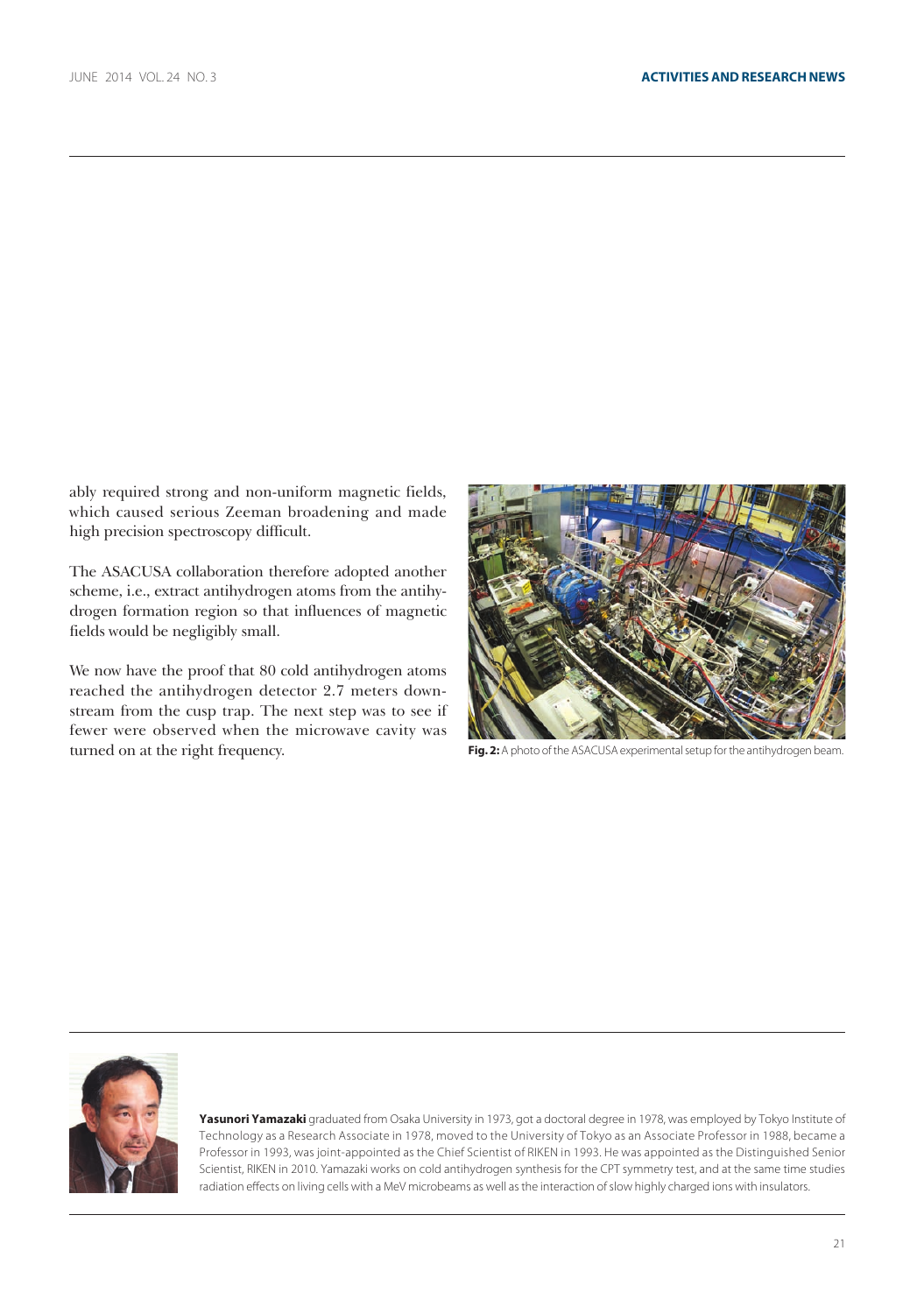ably required strong and non-uniform magnetic fields, which caused serious Zeeman broadening and made high precision spectroscopy difficult.

The ASACUSA collaboration therefore adopted another scheme, i.e., extract antihydrogen atoms from the antihydrogen formation region so that influences of magnetic fields would be negligibly small.

We now have the proof that 80 cold antihydrogen atoms reached the antihydrogen detector 2.7 meters downstream from the cusp trap. The next step was to see if fewer were observed when the microwave cavity was turned on at the right frequency.

**Fig. 2:** A photo of the ASACUSA experimental setup for the antihydrogen beam.

**Yasunori Yamazaki** graduated from Osaka University in 1973, got a doctoral degree in 1978, was employed by Tokyo Institute of Technology as a Research Associate in 1978, moved to the University of Tokyo as an Associate Professor in 1988, became a Professor in 1993, was joint-appointed as the Chief Scientist of RIKEN in 1993. He was appointed as the Distinguished Senior Scientist, RIKEN in 2010. Yamazaki works on cold antihydrogen synthesis for the CPT symmetry test, and at the same time studies radiation effects on living cells with a MeV microbeams as well as the interaction of slow highly charged ions with insulators.